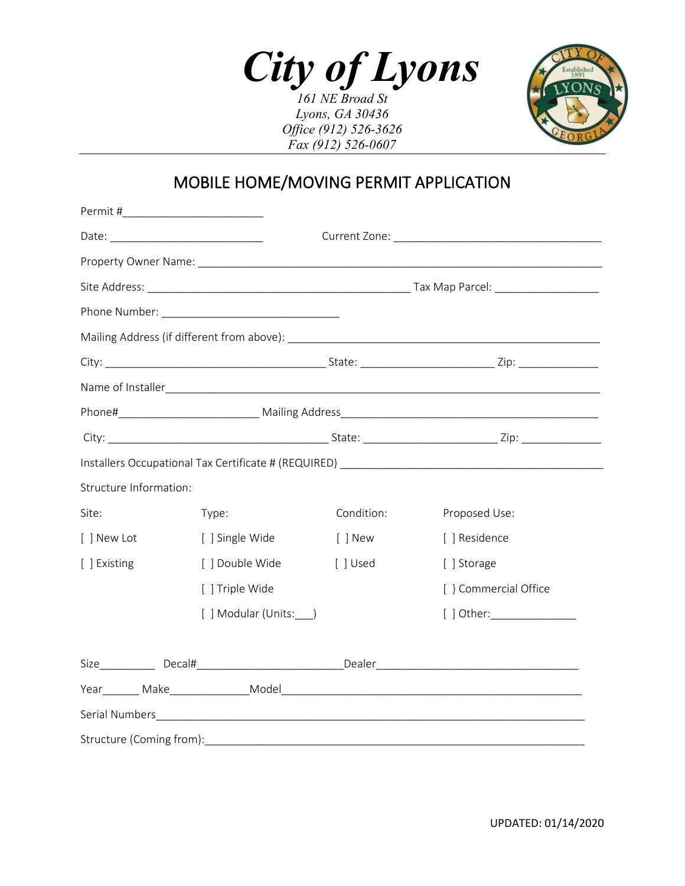# City of Lyons

*161 NE Broad St*
*Lyons, GA 30436*
*Office (912) 526-3626*
*Fax (912) 526-0607*

## MOBILE HOME/MOVING PERMIT APPLICATION

Permit #_______________________

Date: _________________________ Current Zone: __________________________________

Property Owner Name: ___________________________________________________________________

Site Address: ___________________________________________ Tax Map Parcel: ________________

Phone Number: _____________________________

Mailing Address (if different from above): ___________________________________________________

City: ____________________________________ State: _____________________ Zip: ____________

Name of Installer______________________________________________________________________

Phone#_______________________ Mailing Address__________________________________________

City: ____________________________________ State: _____________________ Zip: ____________

Installers Occupational Tax Certificate # (REQUIRED) __________________________________________

Structure Information:

| Site: | Type: | Condition: | Proposed Use: |
|---|---|---|---|
| [ ] New Lot | [ ] Single Wide | [ ] New | [ ] Residence |
| [ ] Existing | [ ] Double Wide | [ ] Used | [ ] Storage |
| | [ ] Triple Wide | | [ } Commercial Office |
| | [ ] Modular (Units:___) | | [ ] Other:______________ |

Size_________ Decal#________________________Dealer_________________________________

Year______ Make_____________Model_________________________________________________

Serial Numbers_______________________________________________________________________

Structure (Coming from):_______________________________________________________________

UPDATED: 01/14/2020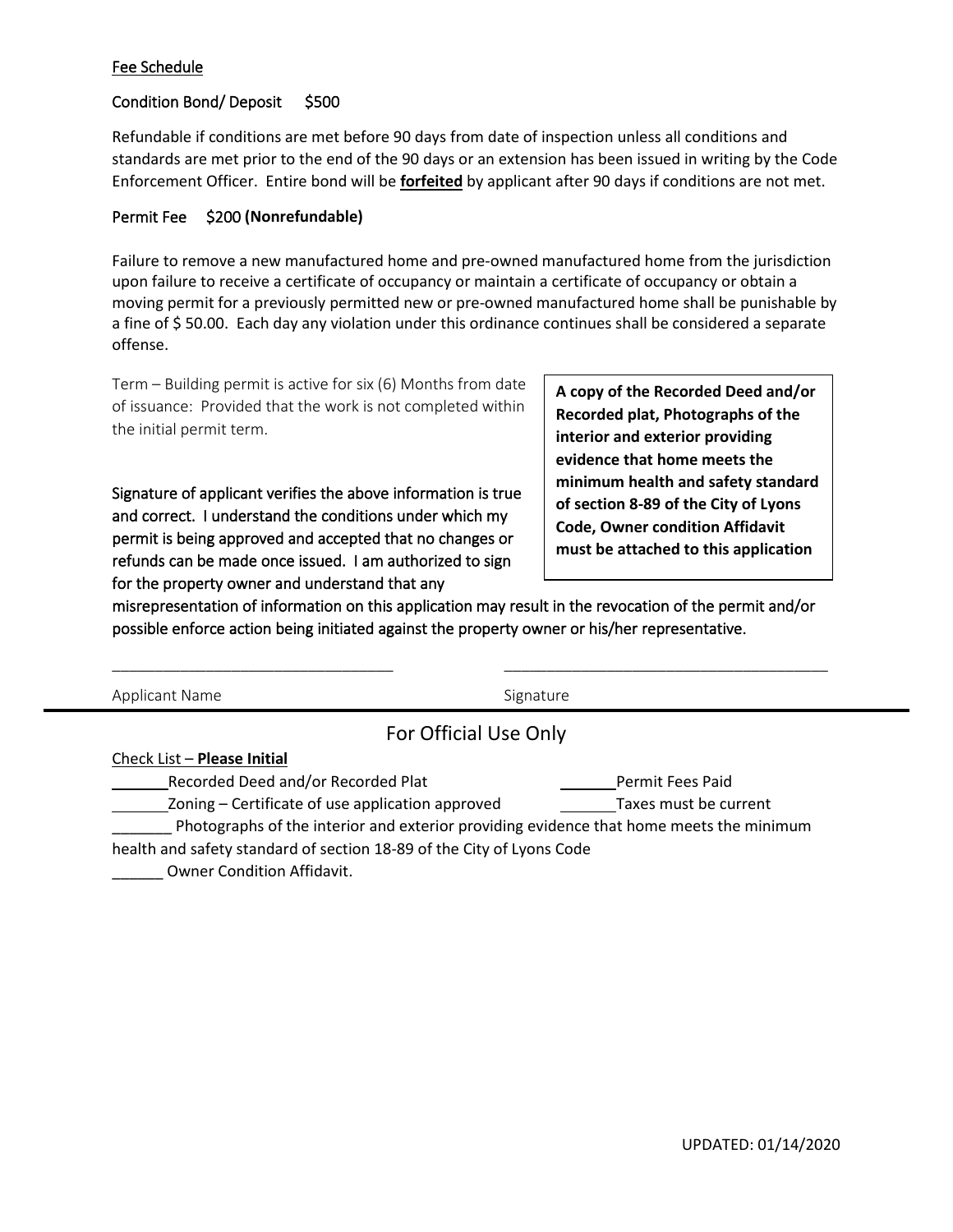<u>Fee Schedule</u>

**Condition Bond/ Deposit $500**

Refundable if conditions are met before 90 days from date of inspection unless all conditions and standards are met prior to the end of the 90 days or an extension has been issued in writing by the Code Enforcement Officer. Entire bond will be **<u>forfeited</u>** by applicant after 90 days if conditions are not met.

**Permit Fee $200 (Nonrefundable)**

Failure to remove a new manufactured home and pre-owned manufactured home from the jurisdiction upon failure to receive a certificate of occupancy or maintain a certificate of occupancy or obtain a moving permit for a previously permitted new or pre-owned manufactured home shall be punishable by a fine of $ 50.00. Each day any violation under this ordinance continues shall be considered a separate offense.

Term – Building permit is active for six (6) Months from date of issuance: Provided that the work is not completed within the initial permit term.

**A copy of the Recorded Deed and/or Recorded plat, Photographs of the interior and exterior providing evidence that home meets the minimum health and safety standard of section 8-89 of the City of Lyons Code, Owner condition Affidavit must be attached to this application**

Signature of applicant verifies the above information is true and correct. I understand the conditions under which my permit is being approved and accepted that no changes or refunds can be made once issued. I am authorized to sign for the property owner and understand that any misrepresentation of information on this application may result in the revocation of the permit and/or possible enforce action being initiated against the property owner or his/her representative.

_________________________________ _______________________________________

Applicant Name Signature

---

## For Official Use Only

<u>Check List – **Please Initial**</u>

_______Recorded Deed and/or Recorded Plat _______Permit Fees Paid

_______Zoning – Certificate of use application approved _______Taxes must be current

_______ Photographs of the interior and exterior providing evidence that home meets the minimum health and safety standard of section 18-89 of the City of Lyons Code

______ Owner Condition Affidavit.

UPDATED: 01/14/2020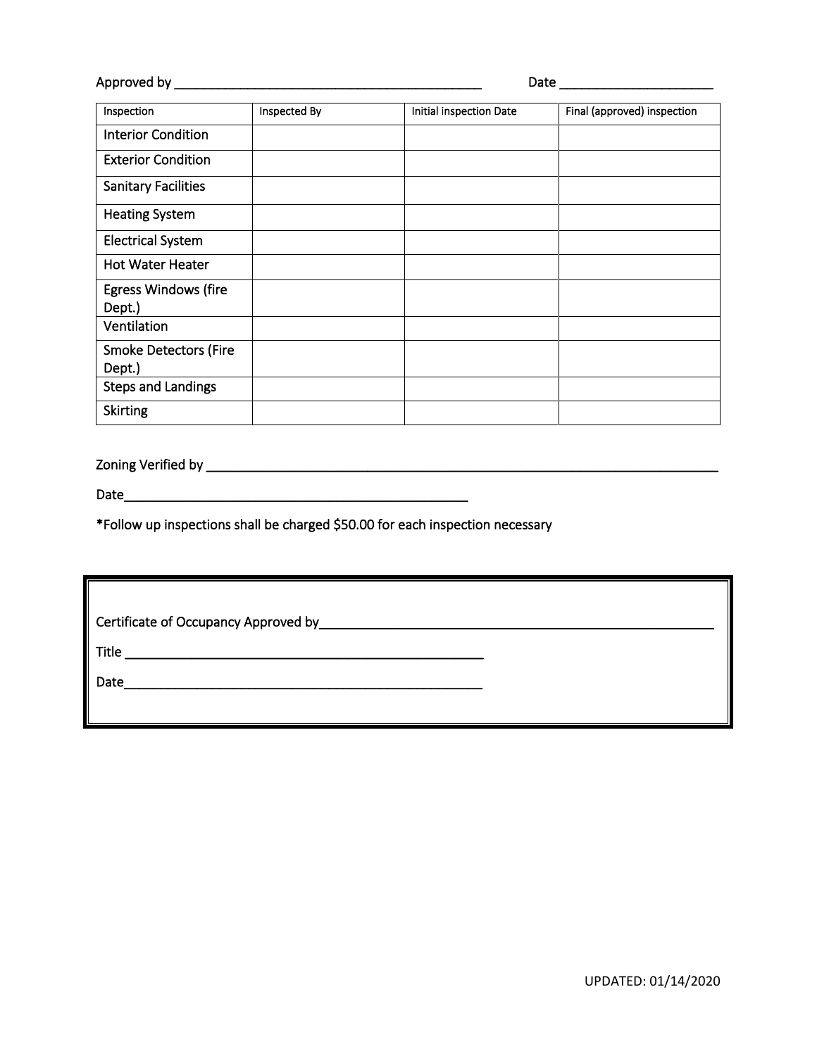Approved by ___________________________________________ Date _____________________

| Inspection | Inspected By | Initial inspection Date | Final (approved) inspection |
|---|---|---|---|
| Interior Condition | | | |
| Exterior Condition | | | |
| Sanitary Facilities | | | |
| Heating System | | | |
| Electrical System | | | |
| Hot Water Heater | | | |
| Egress Windows (fire Dept.) | | | |
| Ventilation | | | |
| Smoke Detectors (Fire Dept.) | | | |
| Steps and Landings | | | |
| Skirting | | | |

Zoning Verified by _________________________________________________________________________

Date_________________________________________________

**\***Follow up inspections shall be charged $50.00 for each inspection necessary

Certificate of Occupancy Approved by_________________________________________________________

Title ____________________________________________________

Date____________________________________________________

UPDATED: 01/14/2020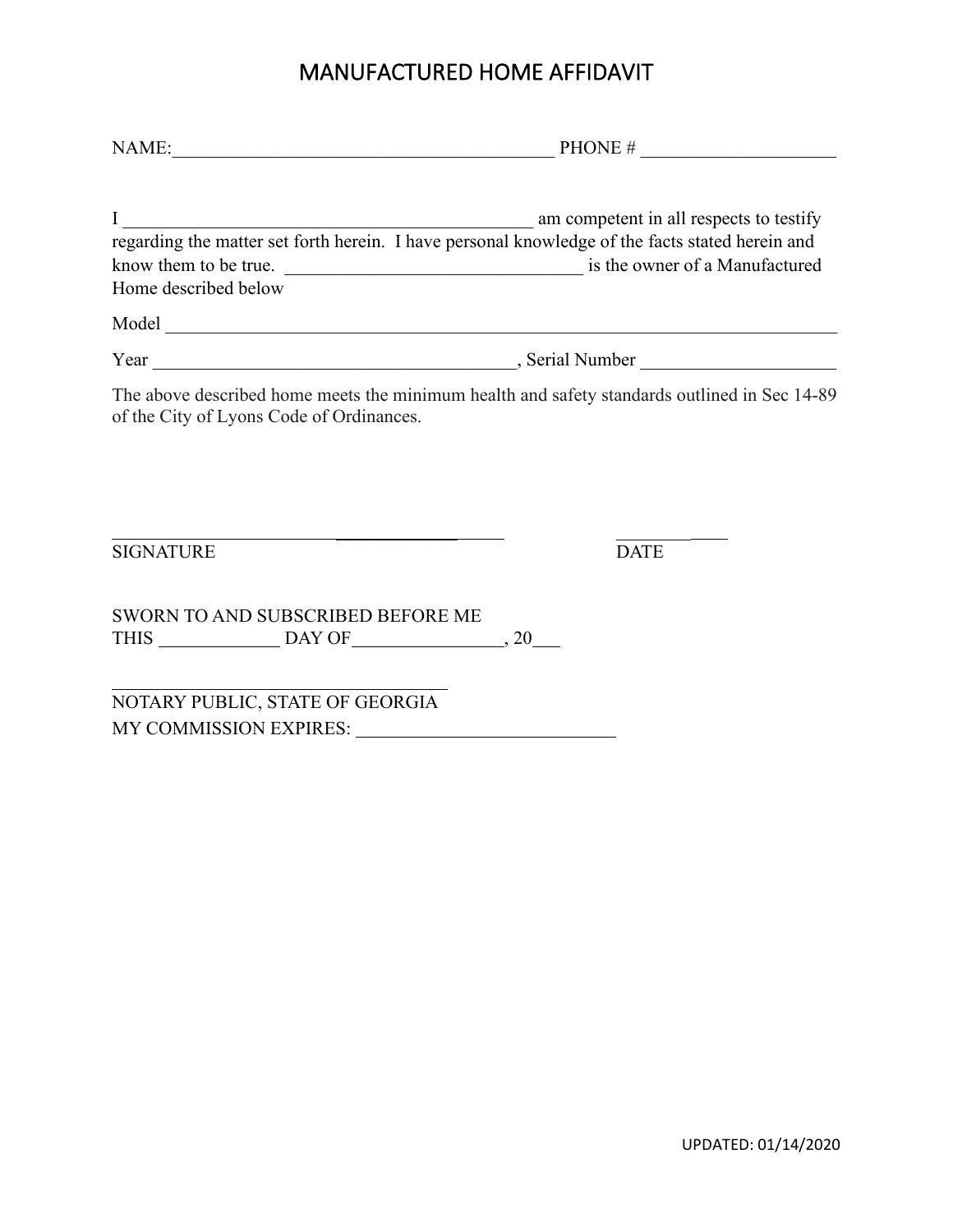# MANUFACTURED HOME AFFIDAVIT

NAME:__________________________________________ PHONE # _____________________

I ____________________________________________ am competent in all respects to testify regarding the matter set forth herein. I have personal knowledge of the facts stated herein and know them to be true. ________________________________ is the owner of a Manufactured Home described below

Model ___________________________________________________________________________

Year _______________________________________, Serial Number _____________________

The above described home meets the minimum health and safety standards outlined in Sec 14-89 of the City of Lyons Code of Ordinances.

_____________________________________________ ____________

SIGNATURE DATE

SWORN TO AND SUBSCRIBED BEFORE ME
THIS _____________ DAY OF________________, 20___

_____________________________________
NOTARY PUBLIC, STATE OF GEORGIA
MY COMMISSION EXPIRES: ____________________________

UPDATED: 01/14/2020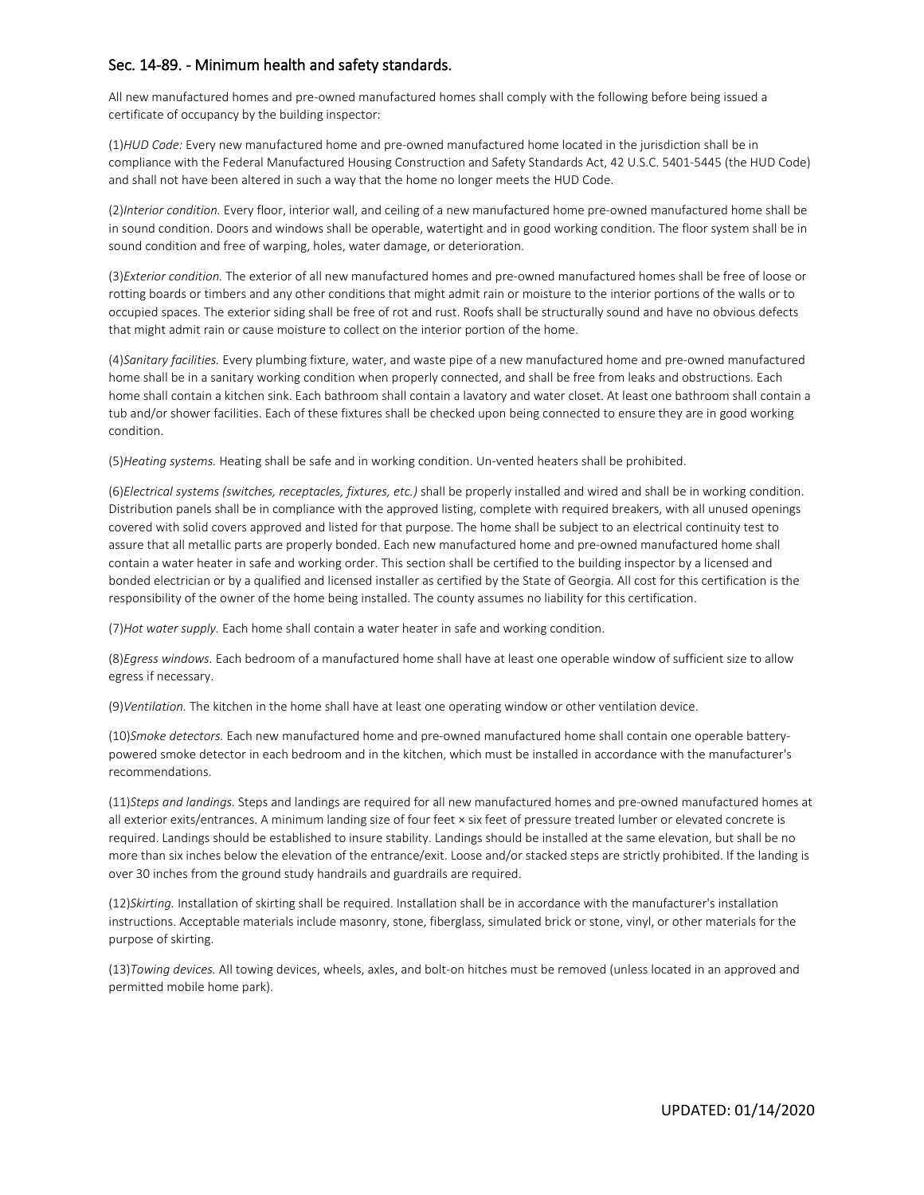## Sec. 14-89. - Minimum health and safety standards.

All new manufactured homes and pre-owned manufactured homes shall comply with the following before being issued a certificate of occupancy by the building inspector:

(1)*HUD Code:* Every new manufactured home and pre-owned manufactured home located in the jurisdiction shall be in compliance with the Federal Manufactured Housing Construction and Safety Standards Act, 42 U.S.C. 5401-5445 (the HUD Code) and shall not have been altered in such a way that the home no longer meets the HUD Code.

(2)*Interior condition.* Every floor, interior wall, and ceiling of a new manufactured home pre-owned manufactured home shall be in sound condition. Doors and windows shall be operable, watertight and in good working condition. The floor system shall be in sound condition and free of warping, holes, water damage, or deterioration.

(3)*Exterior condition.* The exterior of all new manufactured homes and pre-owned manufactured homes shall be free of loose or rotting boards or timbers and any other conditions that might admit rain or moisture to the interior portions of the walls or to occupied spaces. The exterior siding shall be free of rot and rust. Roofs shall be structurally sound and have no obvious defects that might admit rain or cause moisture to collect on the interior portion of the home.

(4)*Sanitary facilities.* Every plumbing fixture, water, and waste pipe of a new manufactured home and pre-owned manufactured home shall be in a sanitary working condition when properly connected, and shall be free from leaks and obstructions. Each home shall contain a kitchen sink. Each bathroom shall contain a lavatory and water closet. At least one bathroom shall contain a tub and/or shower facilities. Each of these fixtures shall be checked upon being connected to ensure they are in good working condition.

(5)*Heating systems.* Heating shall be safe and in working condition. Un-vented heaters shall be prohibited.

(6)*Electrical systems (switches, receptacles, fixtures, etc.)* shall be properly installed and wired and shall be in working condition. Distribution panels shall be in compliance with the approved listing, complete with required breakers, with all unused openings covered with solid covers approved and listed for that purpose. The home shall be subject to an electrical continuity test to assure that all metallic parts are properly bonded. Each new manufactured home and pre-owned manufactured home shall contain a water heater in safe and working order. This section shall be certified to the building inspector by a licensed and bonded electrician or by a qualified and licensed installer as certified by the State of Georgia. All cost for this certification is the responsibility of the owner of the home being installed. The county assumes no liability for this certification.

(7)*Hot water supply.* Each home shall contain a water heater in safe and working condition.

(8)*Egress windows.* Each bedroom of a manufactured home shall have at least one operable window of sufficient size to allow egress if necessary.

(9)*Ventilation.* The kitchen in the home shall have at least one operating window or other ventilation device.

(10)*Smoke detectors.* Each new manufactured home and pre-owned manufactured home shall contain one operable battery-powered smoke detector in each bedroom and in the kitchen, which must be installed in accordance with the manufacturer's recommendations.

(11)*Steps and landings.* Steps and landings are required for all new manufactured homes and pre-owned manufactured homes at all exterior exits/entrances. A minimum landing size of four feet × six feet of pressure treated lumber or elevated concrete is required. Landings should be established to insure stability. Landings should be installed at the same elevation, but shall be no more than six inches below the elevation of the entrance/exit. Loose and/or stacked steps are strictly prohibited. If the landing is over 30 inches from the ground study handrails and guardrails are required.

(12)*Skirting.* Installation of skirting shall be required. Installation shall be in accordance with the manufacturer's installation instructions. Acceptable materials include masonry, stone, fiberglass, simulated brick or stone, vinyl, or other materials for the purpose of skirting.

(13)*Towing devices.* All towing devices, wheels, axles, and bolt-on hitches must be removed (unless located in an approved and permitted mobile home park).

UPDATED: 01/14/2020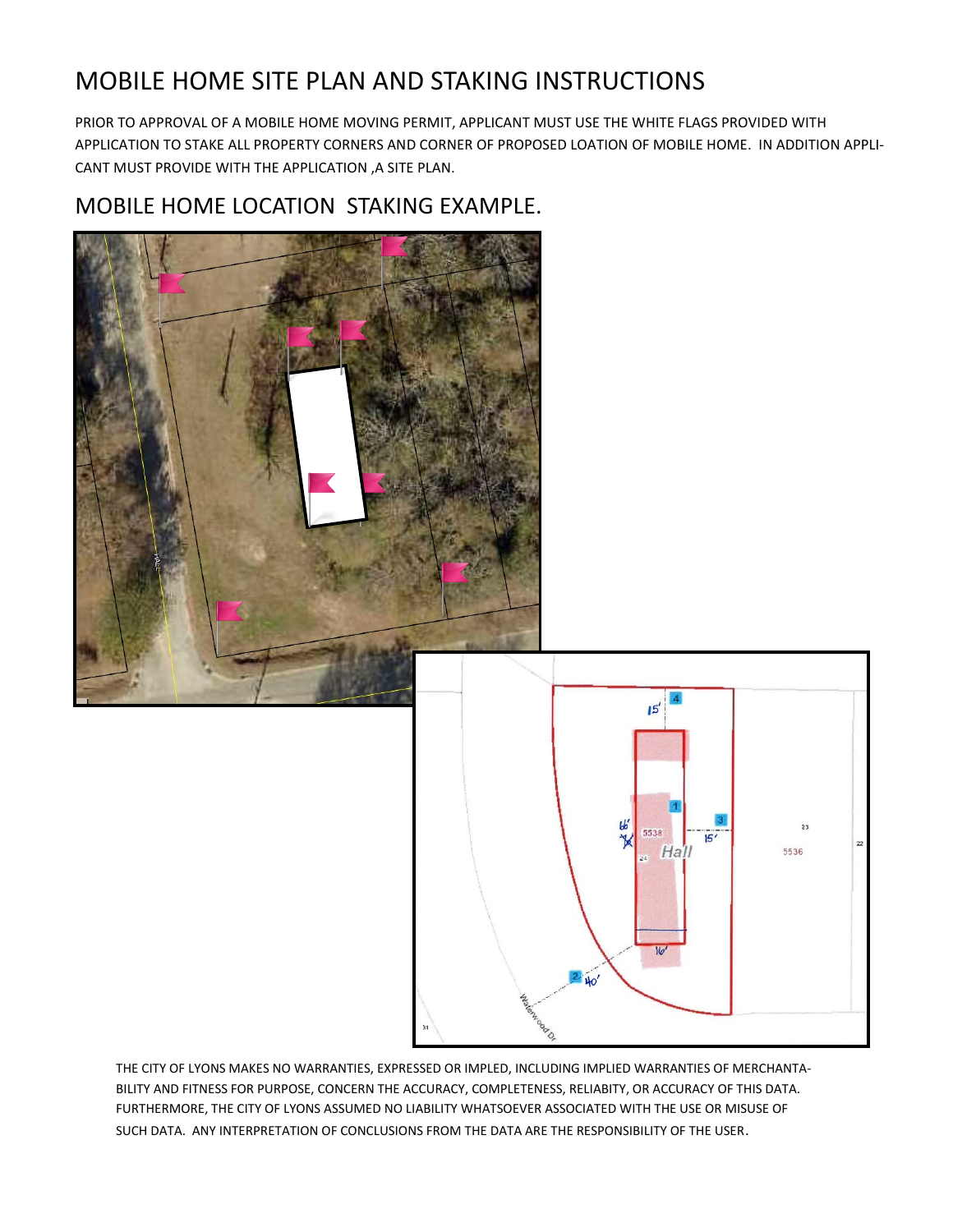# MOBILE HOME SITE PLAN AND STAKING INSTRUCTIONS

PRIOR TO APPROVAL OF A MOBILE HOME MOVING PERMIT, APPLICANT MUST USE THE WHITE FLAGS PROVIDED WITH APPLICATION TO STAKE ALL PROPERTY CORNERS AND CORNER OF PROPOSED LOATION OF MOBILE HOME. IN ADDITION APPLICANT MUST PROVIDE WITH THE APPLICATION ,A SITE PLAN.

## MOBILE HOME LOCATION STAKING EXAMPLE.

THE CITY OF LYONS MAKES NO WARRANTIES, EXPRESSED OR IMPLED, INCLUDING IMPLIED WARRANTIES OF MERCHANTABILITY AND FITNESS FOR PURPOSE, CONCERN THE ACCURACY, COMPLETENESS, RELIABITY, OR ACCURACY OF THIS DATA. FURTHERMORE, THE CITY OF LYONS ASSUMED NO LIABILITY WHATSOEVER ASSOCIATED WITH THE USE OR MISUSE OF SUCH DATA. ANY INTERPRETATION OF CONCLUSIONS FROM THE DATA ARE THE RESPONSIBILITY OF THE USER.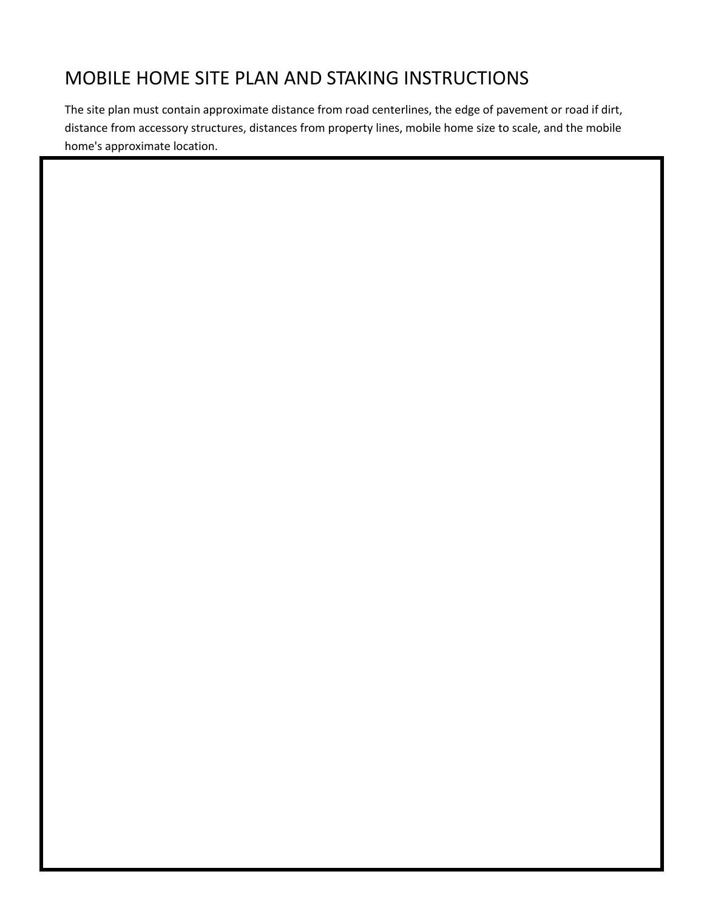# MOBILE HOME SITE PLAN AND STAKING INSTRUCTIONS

The site plan must contain approximate distance from road centerlines, the edge of pavement or road if dirt, distance from accessory structures, distances from property lines, mobile home size to scale, and the mobile home's approximate location.